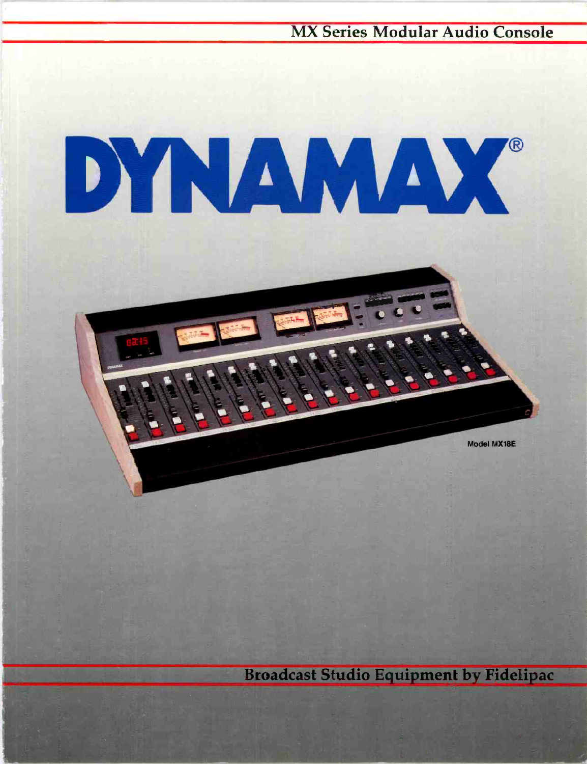MX Series Modular Audio Console

# DYNAMAX®

Model MX18E

Broadcast Studio Equipment by Fidelipac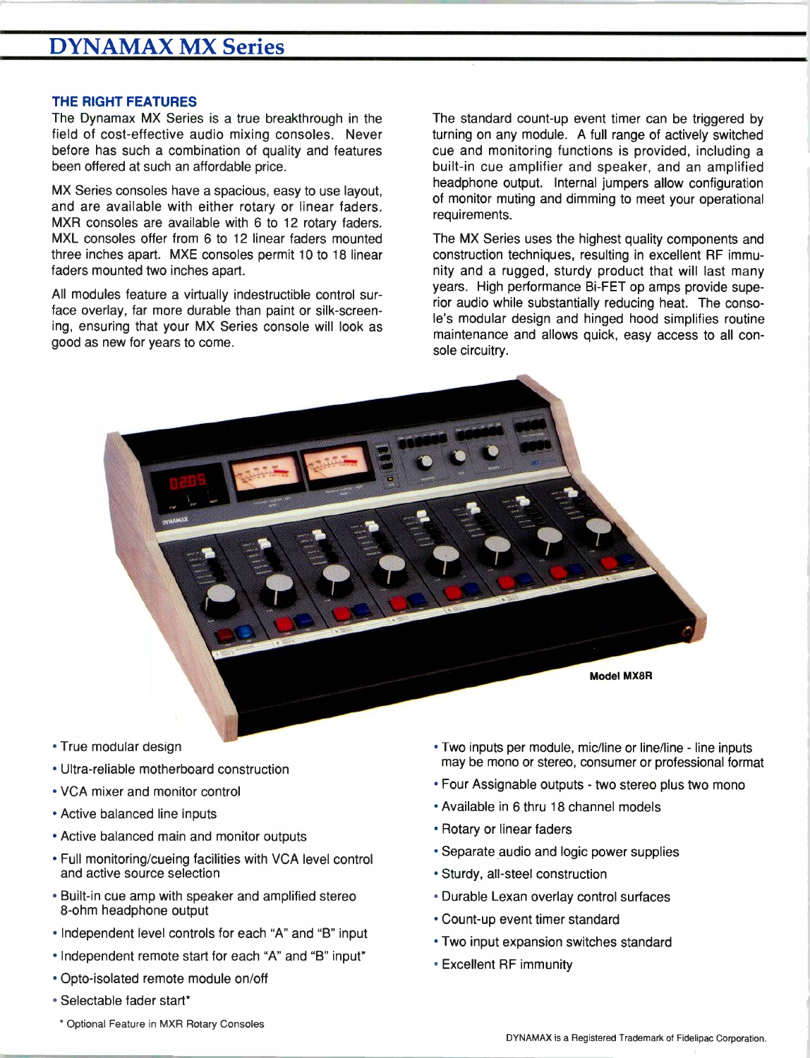# DYNAMAX MX Series

### THE RIGHT FEATURES

The Dynamax MX Series is a true breakthrough in the field of cost-effective audio mixing consoles. Never before has such a combination of quality and features been offered at such an affordable price.

MX Series consoles have a spacious, easy to use layout, and are available with either rotary or linear faders. MXR consoles are available with 6 to 12 rotary faders. MXL consoles offer from 6 to 12 linear faders mounted three inches apart. MXE consoles permit 10 to 18 linear faders mounted two inches apart.

All modules feature a virtually indestructible control surface overlay, far more durable than paint or silk-screening, ensuring that your MX Series console will look as good as new for years to come.

The standard count-up event timer can be triggered by turning on any module. A full range of actively switched cue and monitoring functions is provided, including a built-in cue amplifier and speaker, and an amplified headphone output. Internal jumpers allow configuration of monitor muting and dimming to meet your operational requirements.

The MX Series uses the highest quality components and construction techniques, resulting in excellent RF immunity and a rugged, sturdy product that will last many years. High performance Bi-FET op amps provide superior audio while substantially reducing heat. The console's modular design and hinged hood simplifies routine maintenance and allows quick, easy access to all console circuitry.

**Model MX8R**

- True modular design
- Ultra-reliable motherboard construction
- VCA mixer and monitor control
- Active balanced line inputs
- Active balanced main and monitor outputs
- Full monitoring/cueing facilities with VCA level control and active source selection
- Built-in cue amp with speaker and amplified stereo 8-ohm headphone output
- Independent level controls for each "A" and "B" input
- Independent remote start for each "A" and "B" input*
- Opto-isolated remote module on/off
- Selectable fader start*
- Two inputs per module, mic/line or line/line - line inputs may be mono or stereo, consumer or professional format
- Four Assignable outputs - two stereo plus two mono
- Available in 6 thru 18 channel models
- Rotary or linear faders
- Separate audio and logic power supplies
- Sturdy, all-steel construction
- Durable Lexan overlay control surfaces
- Count-up event timer standard
- Two input expansion switches standard
- Excellent RF immunity

\* Optional Feature in MXR Rotary Consoles

DYNAMAX is a Registered Trademark of Fidelipac Corporation.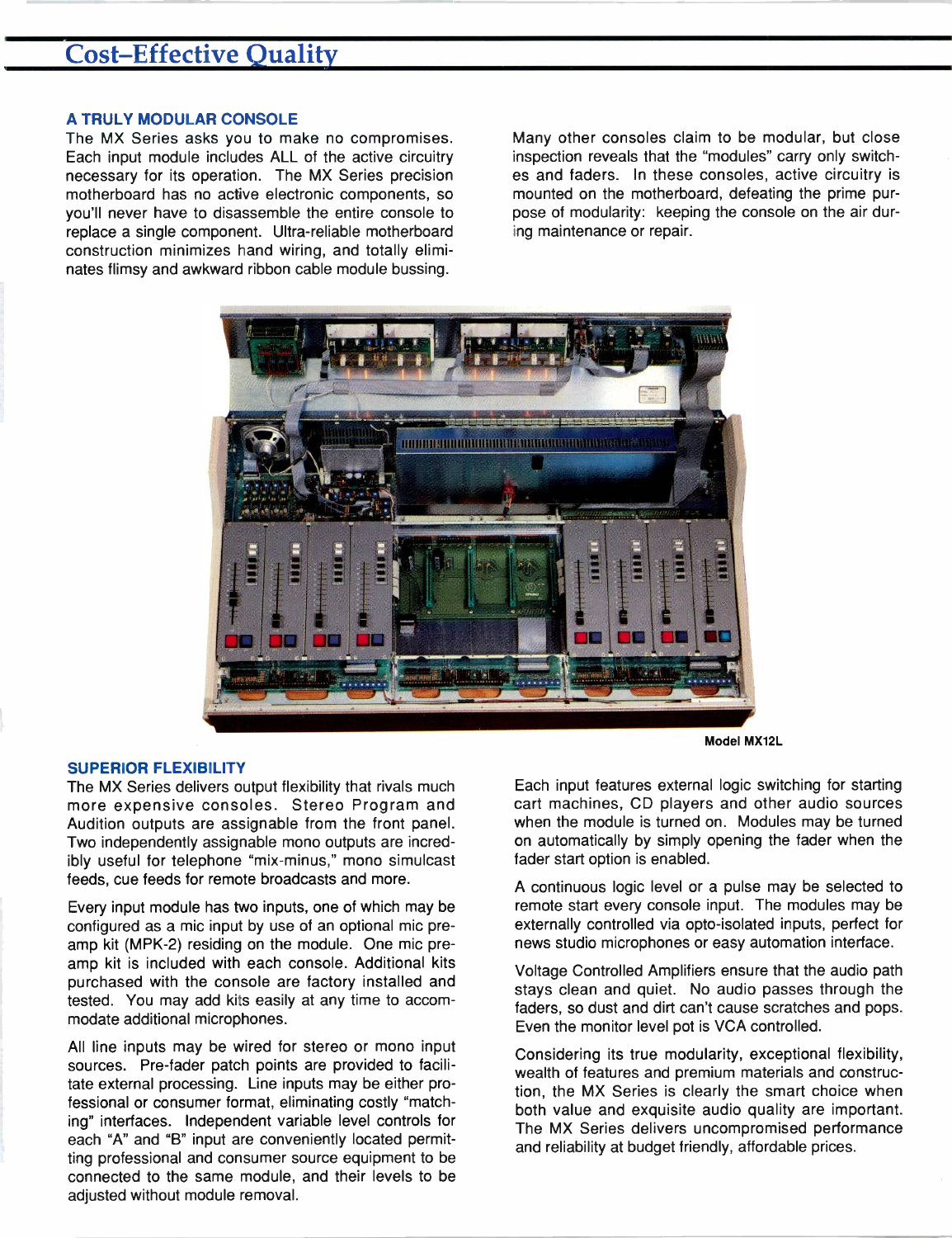# Cost–Effective Quality

### A TRULY MODULAR CONSOLE

The MX Series asks you to make no compromises. Each input module includes ALL of the active circuitry necessary for its operation. The MX Series precision motherboard has no active electronic components, so you'll never have to disassemble the entire console to replace a single component. Ultra-reliable motherboard construction minimizes hand wiring, and totally eliminates flimsy and awkward ribbon cable module bussing.

Many other consoles claim to be modular, but close inspection reveals that the "modules" carry only switches and faders. In these consoles, active circuitry is mounted on the motherboard, defeating the prime purpose of modularity: keeping the console on the air during maintenance or repair.

Model MX12L

### SUPERIOR FLEXIBILITY

The MX Series delivers output flexibility that rivals much more expensive consoles. Stereo Program and Audition outputs are assignable from the front panel. Two independently assignable mono outputs are incredibly useful for telephone "mix-minus," mono simulcast feeds, cue feeds for remote broadcasts and more.

Every input module has two inputs, one of which may be configured as a mic input by use of an optional mic preamp kit (MPK-2) residing on the module. One mic preamp kit is included with each console. Additional kits purchased with the console are factory installed and tested. You may add kits easily at any time to accommodate additional microphones.

All line inputs may be wired for stereo or mono input sources. Pre-fader patch points are provided to facilitate external processing. Line inputs may be either professional or consumer format, eliminating costly "matching" interfaces. Independent variable level controls for each "A" and "B" input are conveniently located permitting professional and consumer source equipment to be connected to the same module, and their levels to be adjusted without module removal.

Each input features external logic switching for starting cart machines, CD players and other audio sources when the module is turned on. Modules may be turned on automatically by simply opening the fader when the fader start option is enabled.

A continuous logic level or a pulse may be selected to remote start every console input. The modules may be externally controlled via opto-isolated inputs, perfect for news studio microphones or easy automation interface.

Voltage Controlled Amplifiers ensure that the audio path stays clean and quiet. No audio passes through the faders, so dust and dirt can't cause scratches and pops. Even the monitor level pot is VCA controlled.

Considering its true modularity, exceptional flexibility, wealth of features and premium materials and construction, the MX Series is clearly the smart choice when both value and exquisite audio quality are important. The MX Series delivers uncompromised performance and reliability at budget friendly, affordable prices.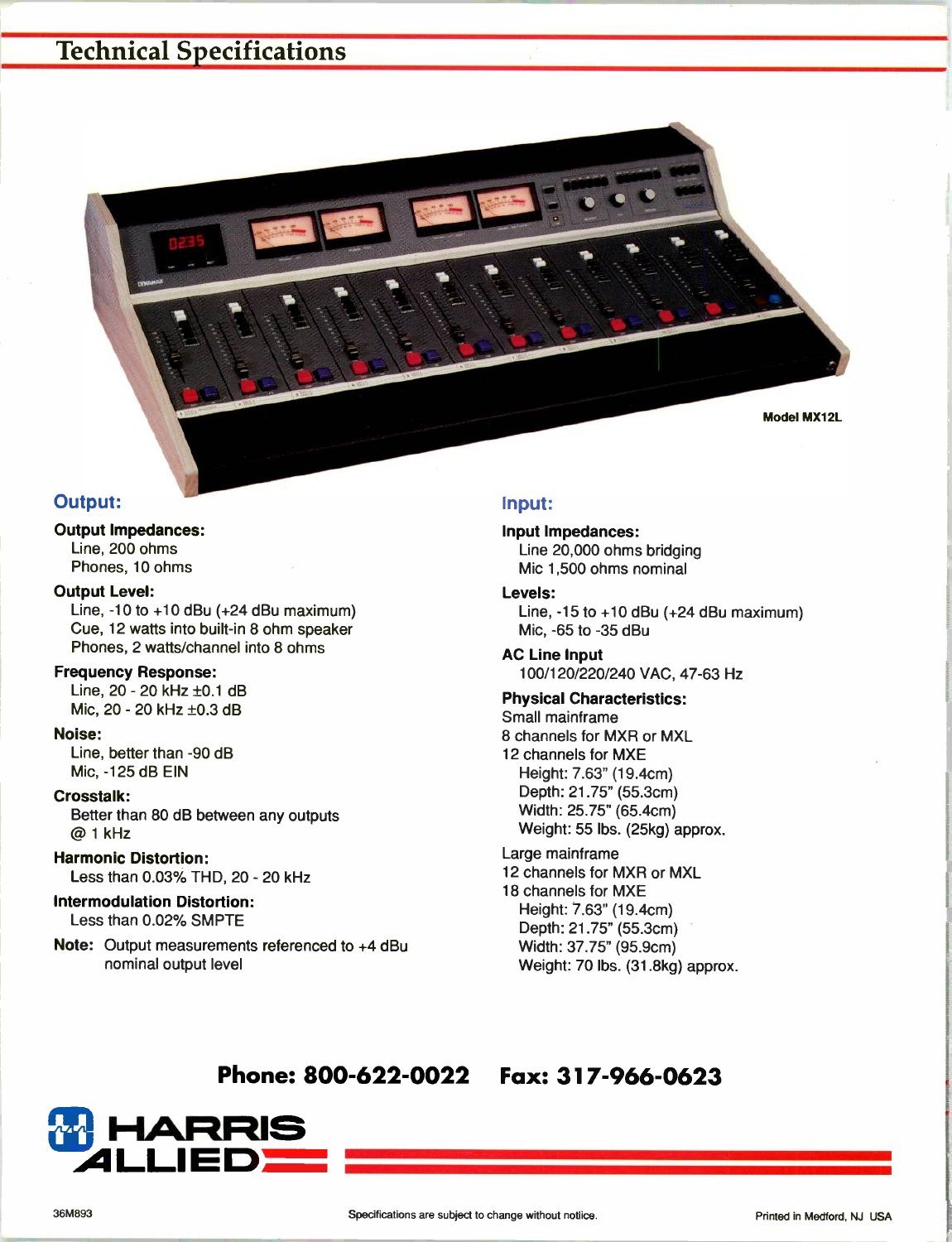# Technical Specifications

Model MX12L

## Output:

**Output Impedances:**
Line, 200 ohms
Phones, 10 ohms

**Output Level:**
Line, -10 to +10 dBu (+24 dBu maximum)
Cue, 12 watts into built-in 8 ohm speaker
Phones, 2 watts/channel into 8 ohms

**Frequency Response:**
Line, 20 - 20 kHz ±0.1 dB
Mic, 20 - 20 kHz ±0.3 dB

**Noise:**
Line, better than -90 dB
Mic, -125 dB EIN

**Crosstalk:**
Better than 80 dB between any outputs @ 1 kHz

**Harmonic Distortion:**
Less than 0.03% THD, 20 - 20 kHz

**Intermodulation Distortion:**
Less than 0.02% SMPTE

**Note:** Output measurements referenced to +4 dBu nominal output level

## Input:

**Input Impedances:**
Line 20,000 ohms bridging
Mic 1,500 ohms nominal

**Levels:**
Line, -15 to +10 dBu (+24 dBu maximum)
Mic, -65 to -35 dBu

**AC Line Input**
100/120/220/240 VAC, 47-63 Hz

**Physical Characteristics:**

Small mainframe
8 channels for MXR or MXL
12 channels for MXE
Height: 7.63" (19.4cm)
Depth: 21.75" (55.3cm)
Width: 25.75" (65.4cm)
Weight: 55 lbs. (25kg) approx.

Large mainframe
12 channels for MXR or MXL
18 channels for MXE
Height: 7.63" (19.4cm)
Depth: 21.75" (55.3cm)
Width: 37.75" (95.9cm)
Weight: 70 lbs. (31.8kg) approx.

**Phone: 800-622-0022 Fax: 317-966-0623**

HARRIS ALLIED

36M893

Specifications are subject to change without notice.

Printed in Medford, NJ USA